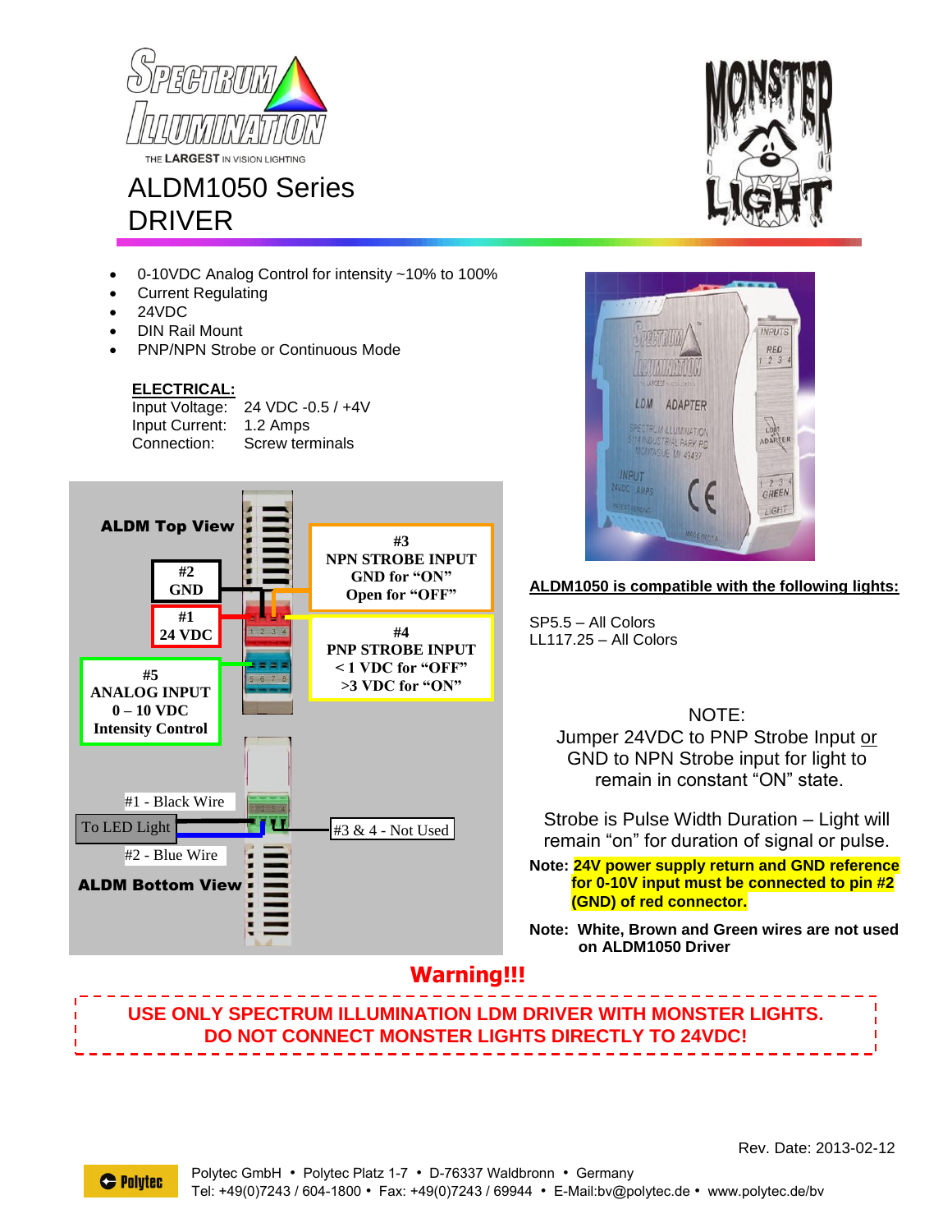# ALDM1050 Series DRIVER

- 0-10VDC Analog Control for intensity ~10% to 100%
- Current Regulating
- 24VDC
- DIN Rail Mount
- PNP/NPN Strobe or Continuous Mode

**ELECTRICAL:**

| | |
|---|---|
| Input Voltage: | 24 VDC -0.5 / +4V |
| Input Current: | 1.2 Amps |
| Connection: | Screw terminals |

**ALDM Top View**

- **#1** 24 VDC
- **#2** GND
- **#3** NPN STROBE INPUT – GND for "ON", Open for "OFF"
- **#4** PNP STROBE INPUT – < 1 VDC for "OFF", >3 VDC for "ON"
- **#5** ANALOG INPUT 0 – 10 VDC Intensity Control

**ALDM Bottom View**

- To LED Light: #1 - Black Wire, #2 - Blue Wire
- #3 & 4 - Not Used

**ALDM1050 is compatible with the following lights:**

SP5.5 – All Colors
LL117.25 – All Colors

NOTE:
Jumper 24VDC to PNP Strobe Input or GND to NPN Strobe input for light to remain in constant "ON" state.

Strobe is Pulse Width Duration – Light will remain "on" for duration of signal or pulse.

**Note: 24V power supply return and GND reference for 0-10V input must be connected to pin #2 (GND) of red connector.**

**Note: White, Brown and Green wires are not used on ALDM1050 Driver**

## Warning!!!

**USE ONLY SPECTRUM ILLUMINATION LDM DRIVER WITH MONSTER LIGHTS. DO NOT CONNECT MONSTER LIGHTS DIRECTLY TO 24VDC!**

Rev. Date: 2013-02-12

Polytec GmbH • Polytec Platz 1-7 • D-76337 Waldbronn • Germany
Tel: +49(0)7243 / 604-1800 • Fax: +49(0)7243 / 69944 • E-Mail:bv@polytec.de • www.polytec.de/bv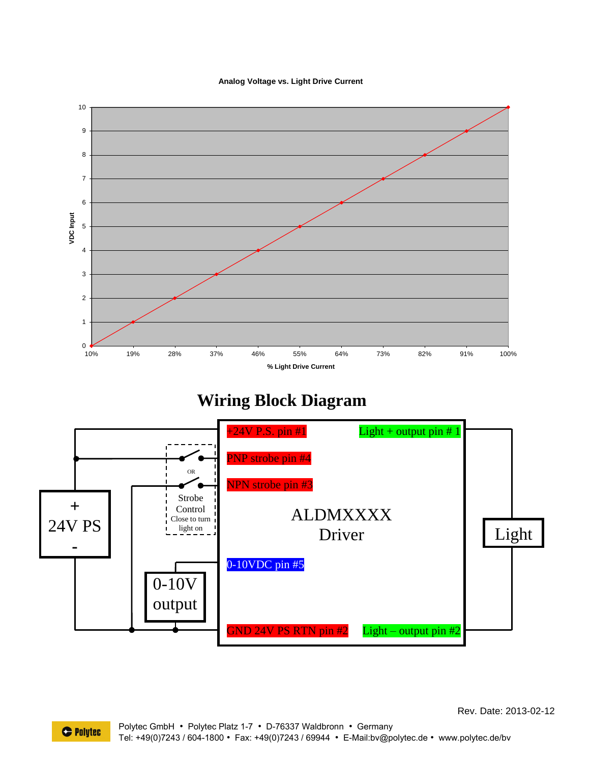**Analog Voltage vs. Light Drive Current**

VDC Input

10
9
8
7
6
5
4
3
2
1
0

10% 19% 28% 37% 46% 55% 64% 73% 82% 91% 100%

% Light Drive Current

## Wiring Block Diagram

+24V P.S. pin #1

Light + output pin # 1

PNP strobe pin #4

OR

NPN strobe pin #3

Strobe Control

Close to turn light on

+

24V PS

-

ALDMXXXX Driver

Light

0-10VDC pin #5

0-10V output

GND 24V PS RTN pin #2

Light – output pin #2

Rev. Date: 2013-02-12

Polytec

Polytec GmbH • Polytec Platz 1-7 • D-76337 Waldbronn • Germany
Tel: +49(0)7243 / 604-1800 • Fax: +49(0)7243 / 69944 • E-Mail:bv@polytec.de • www.polytec.de/bv